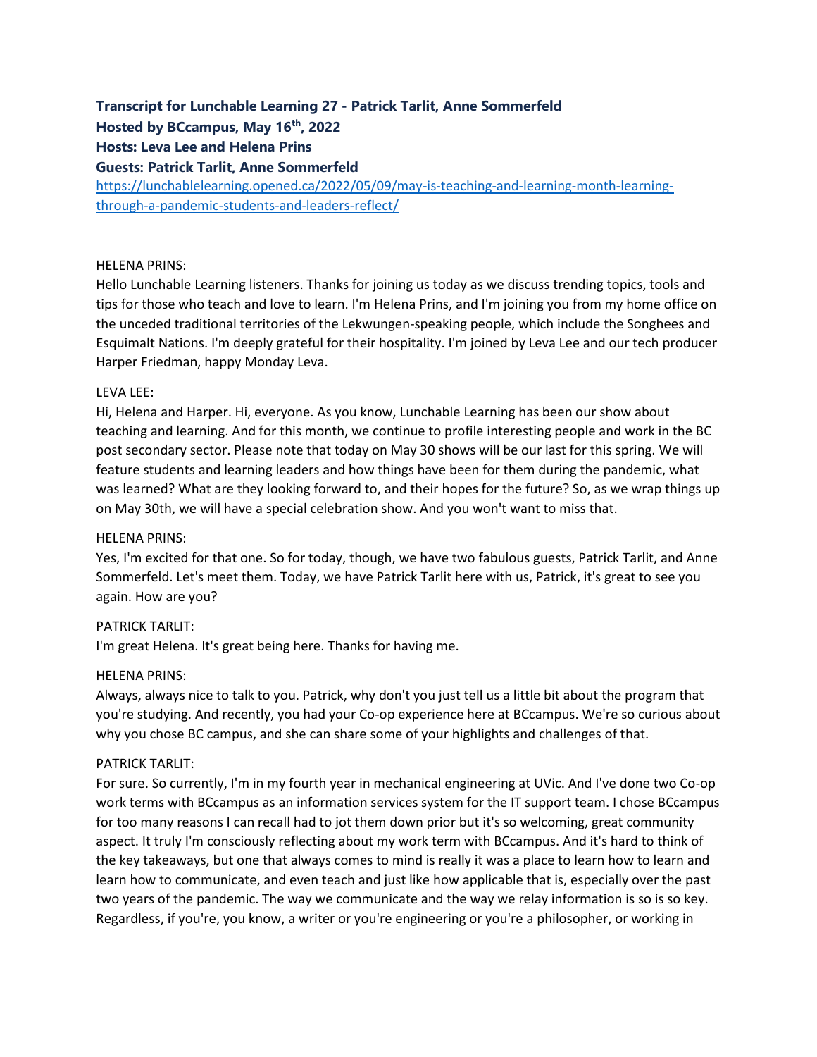**Transcript for Lunchable Learning 27 - Patrick Tarlit, Anne Sommerfeld**
**Hosted by BCcampus, May 16th, 2022**
**Hosts: Leva Lee and Helena Prins**
**Guests: Patrick Tarlit, Anne Sommerfeld**

[https://lunchablelearning.opened.ca/2022/05/09/may-is-teaching-and-learning-month-learning-through-a-pandemic-students-and-leaders-reflect/](https://lunchablelearning.opened.ca/2022/05/09/may-is-teaching-and-learning-month-learning-through-a-pandemic-students-and-leaders-reflect/)

HELENA PRINS:
Hello Lunchable Learning listeners. Thanks for joining us today as we discuss trending topics, tools and tips for those who teach and love to learn. I'm Helena Prins, and I'm joining you from my home office on the unceded traditional territories of the Lekwungen-speaking people, which include the Songhees and Esquimalt Nations. I'm deeply grateful for their hospitality. I'm joined by Leva Lee and our tech producer Harper Friedman, happy Monday Leva.

LEVA LEE:
Hi, Helena and Harper. Hi, everyone. As you know, Lunchable Learning has been our show about teaching and learning. And for this month, we continue to profile interesting people and work in the BC post secondary sector. Please note that today on May 30 shows will be our last for this spring. We will feature students and learning leaders and how things have been for them during the pandemic, what was learned? What are they looking forward to, and their hopes for the future? So, as we wrap things up on May 30th, we will have a special celebration show. And you won't want to miss that.

HELENA PRINS:
Yes, I'm excited for that one. So for today, though, we have two fabulous guests, Patrick Tarlit, and Anne Sommerfeld. Let's meet them. Today, we have Patrick Tarlit here with us, Patrick, it's great to see you again. How are you?

PATRICK TARLIT:
I'm great Helena. It's great being here. Thanks for having me.

HELENA PRINS:
Always, always nice to talk to you. Patrick, why don't you just tell us a little bit about the program that you're studying. And recently, you had your Co-op experience here at BCcampus. We're so curious about why you chose BC campus, and she can share some of your highlights and challenges of that.

PATRICK TARLIT:
For sure. So currently, I'm in my fourth year in mechanical engineering at UVic. And I've done two Co-op work terms with BCcampus as an information services system for the IT support team. I chose BCcampus for too many reasons I can recall had to jot them down prior but it's so welcoming, great community aspect. It truly I'm consciously reflecting about my work term with BCcampus. And it's hard to think of the key takeaways, but one that always comes to mind is really it was a place to learn how to learn and learn how to communicate, and even teach and just like how applicable that is, especially over the past two years of the pandemic. The way we communicate and the way we relay information is so is so key. Regardless, if you're, you know, a writer or you're engineering or you're a philosopher, or working in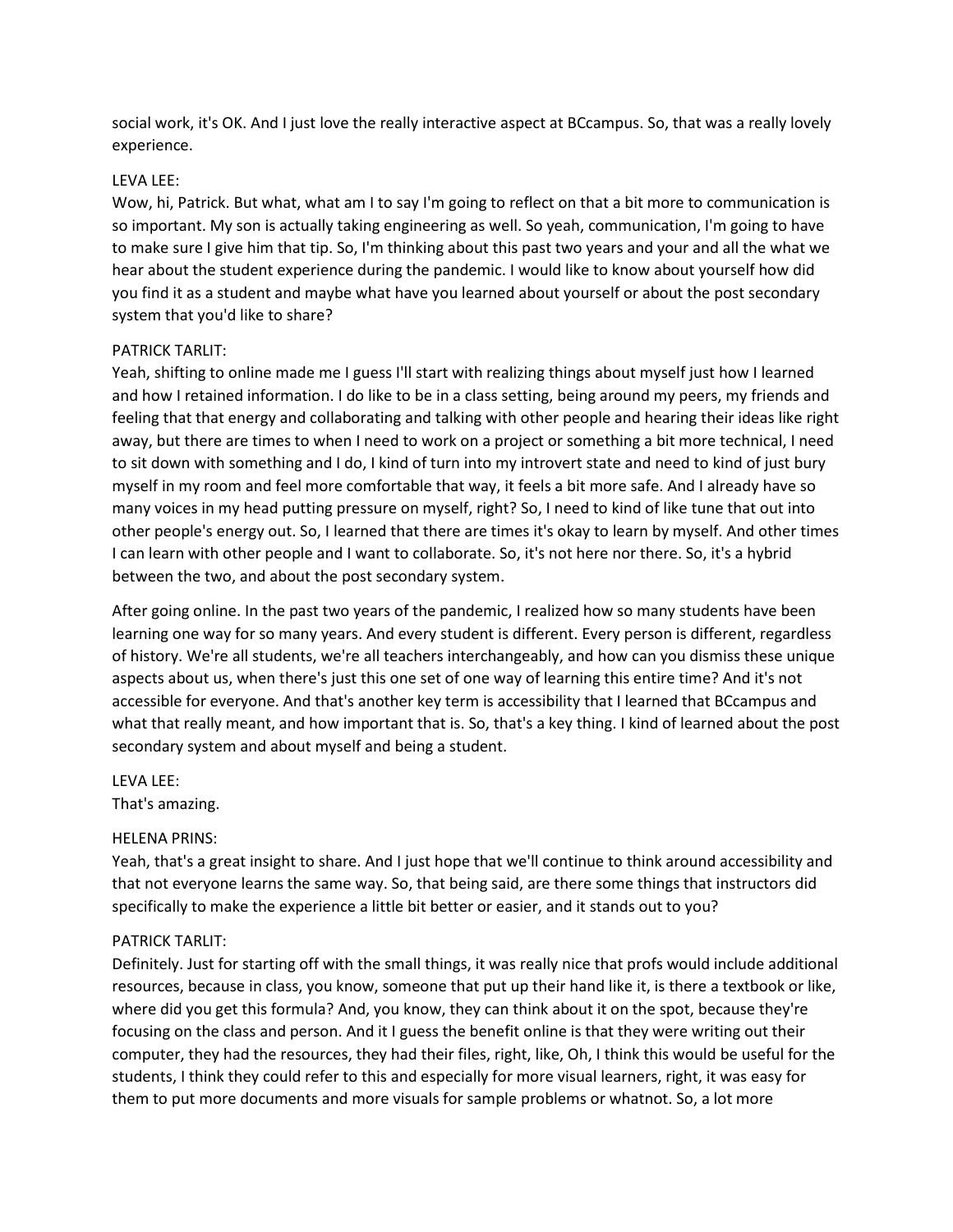social work, it's OK. And I just love the really interactive aspect at BCcampus. So, that was a really lovely experience.

LEVA LEE:
Wow, hi, Patrick. But what, what am I to say I'm going to reflect on that a bit more to communication is so important. My son is actually taking engineering as well. So yeah, communication, I'm going to have to make sure I give him that tip. So, I'm thinking about this past two years and your and all the what we hear about the student experience during the pandemic. I would like to know about yourself how did you find it as a student and maybe what have you learned about yourself or about the post secondary system that you'd like to share?

PATRICK TARLIT:
Yeah, shifting to online made me I guess I'll start with realizing things about myself just how I learned and how I retained information. I do like to be in a class setting, being around my peers, my friends and feeling that that energy and collaborating and talking with other people and hearing their ideas like right away, but there are times to when I need to work on a project or something a bit more technical, I need to sit down with something and I do, I kind of turn into my introvert state and need to kind of just bury myself in my room and feel more comfortable that way, it feels a bit more safe. And I already have so many voices in my head putting pressure on myself, right? So, I need to kind of like tune that out into other people's energy out. So, I learned that there are times it's okay to learn by myself. And other times I can learn with other people and I want to collaborate. So, it's not here nor there. So, it's a hybrid between the two, and about the post secondary system.

After going online. In the past two years of the pandemic, I realized how so many students have been learning one way for so many years. And every student is different. Every person is different, regardless of history. We're all students, we're all teachers interchangeably, and how can you dismiss these unique aspects about us, when there's just this one set of one way of learning this entire time? And it's not accessible for everyone. And that's another key term is accessibility that I learned that BCcampus and what that really meant, and how important that is. So, that's a key thing. I kind of learned about the post secondary system and about myself and being a student.

LEVA LEE:
That's amazing.

HELENA PRINS:
Yeah, that's a great insight to share. And I just hope that we'll continue to think around accessibility and that not everyone learns the same way. So, that being said, are there some things that instructors did specifically to make the experience a little bit better or easier, and it stands out to you?

PATRICK TARLIT:
Definitely. Just for starting off with the small things, it was really nice that profs would include additional resources, because in class, you know, someone that put up their hand like it, is there a textbook or like, where did you get this formula? And, you know, they can think about it on the spot, because they're focusing on the class and person. And it I guess the benefit online is that they were writing out their computer, they had the resources, they had their files, right, like, Oh, I think this would be useful for the students, I think they could refer to this and especially for more visual learners, right, it was easy for them to put more documents and more visuals for sample problems or whatnot. So, a lot more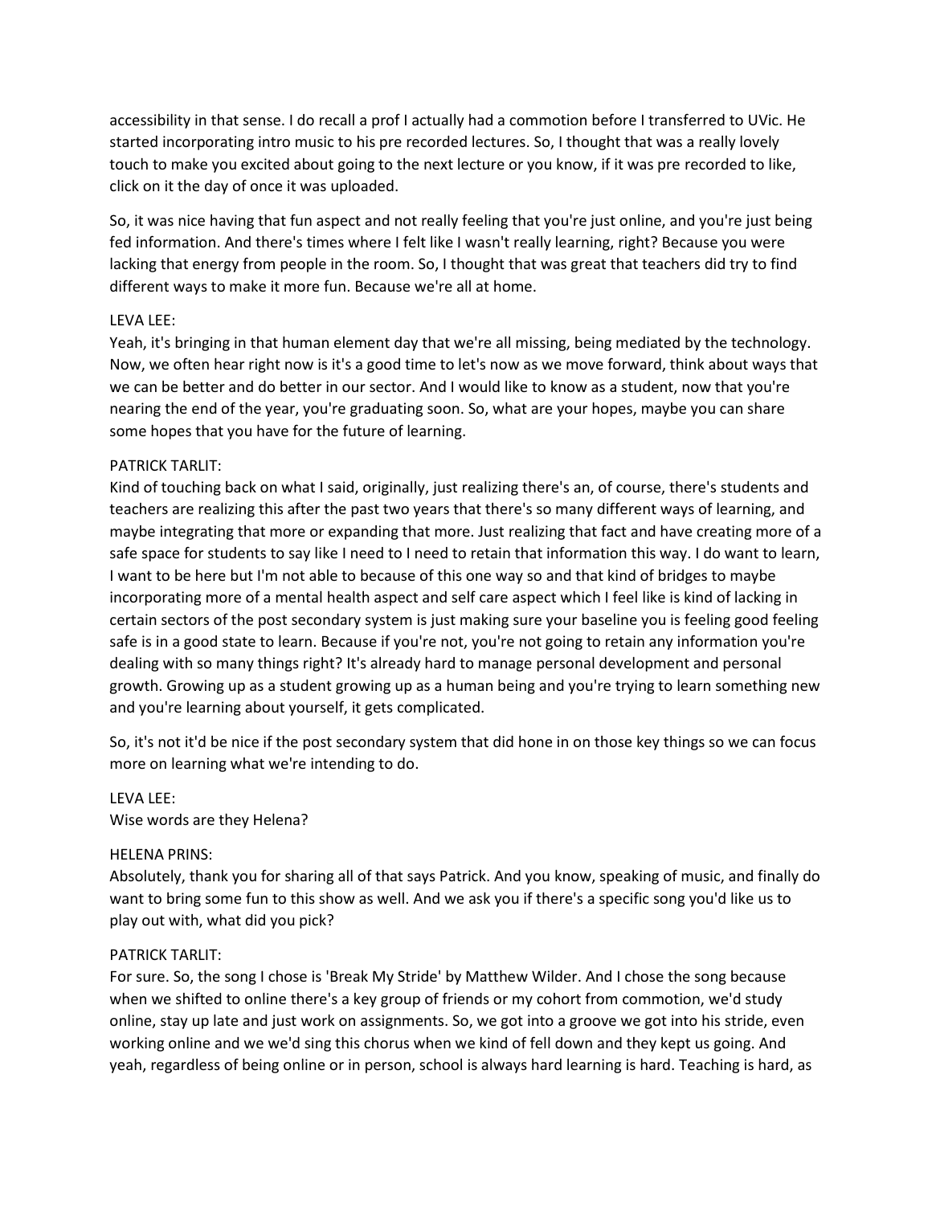accessibility in that sense. I do recall a prof I actually had a commotion before I transferred to UVic. He started incorporating intro music to his pre recorded lectures. So, I thought that was a really lovely touch to make you excited about going to the next lecture or you know, if it was pre recorded to like, click on it the day of once it was uploaded.

So, it was nice having that fun aspect and not really feeling that you're just online, and you're just being fed information. And there's times where I felt like I wasn't really learning, right? Because you were lacking that energy from people in the room. So, I thought that was great that teachers did try to find different ways to make it more fun. Because we're all at home.

LEVA LEE:
Yeah, it's bringing in that human element day that we're all missing, being mediated by the technology. Now, we often hear right now is it's a good time to let's now as we move forward, think about ways that we can be better and do better in our sector. And I would like to know as a student, now that you're nearing the end of the year, you're graduating soon. So, what are your hopes, maybe you can share some hopes that you have for the future of learning.

PATRICK TARLIT:
Kind of touching back on what I said, originally, just realizing there's an, of course, there's students and teachers are realizing this after the past two years that there's so many different ways of learning, and maybe integrating that more or expanding that more. Just realizing that fact and have creating more of a safe space for students to say like I need to I need to retain that information this way. I do want to learn, I want to be here but I'm not able to because of this one way so and that kind of bridges to maybe incorporating more of a mental health aspect and self care aspect which I feel like is kind of lacking in certain sectors of the post secondary system is just making sure your baseline you is feeling good feeling safe is in a good state to learn. Because if you're not, you're not going to retain any information you're dealing with so many things right? It's already hard to manage personal development and personal growth. Growing up as a student growing up as a human being and you're trying to learn something new and you're learning about yourself, it gets complicated.

So, it's not it'd be nice if the post secondary system that did hone in on those key things so we can focus more on learning what we're intending to do.

LEVA LEE:
Wise words are they Helena?

HELENA PRINS:
Absolutely, thank you for sharing all of that says Patrick. And you know, speaking of music, and finally do want to bring some fun to this show as well. And we ask you if there's a specific song you'd like us to play out with, what did you pick?

PATRICK TARLIT:
For sure. So, the song I chose is 'Break My Stride' by Matthew Wilder. And I chose the song because when we shifted to online there's a key group of friends or my cohort from commotion, we'd study online, stay up late and just work on assignments. So, we got into a groove we got into his stride, even working online and we we'd sing this chorus when we kind of fell down and they kept us going. And yeah, regardless of being online or in person, school is always hard learning is hard. Teaching is hard, as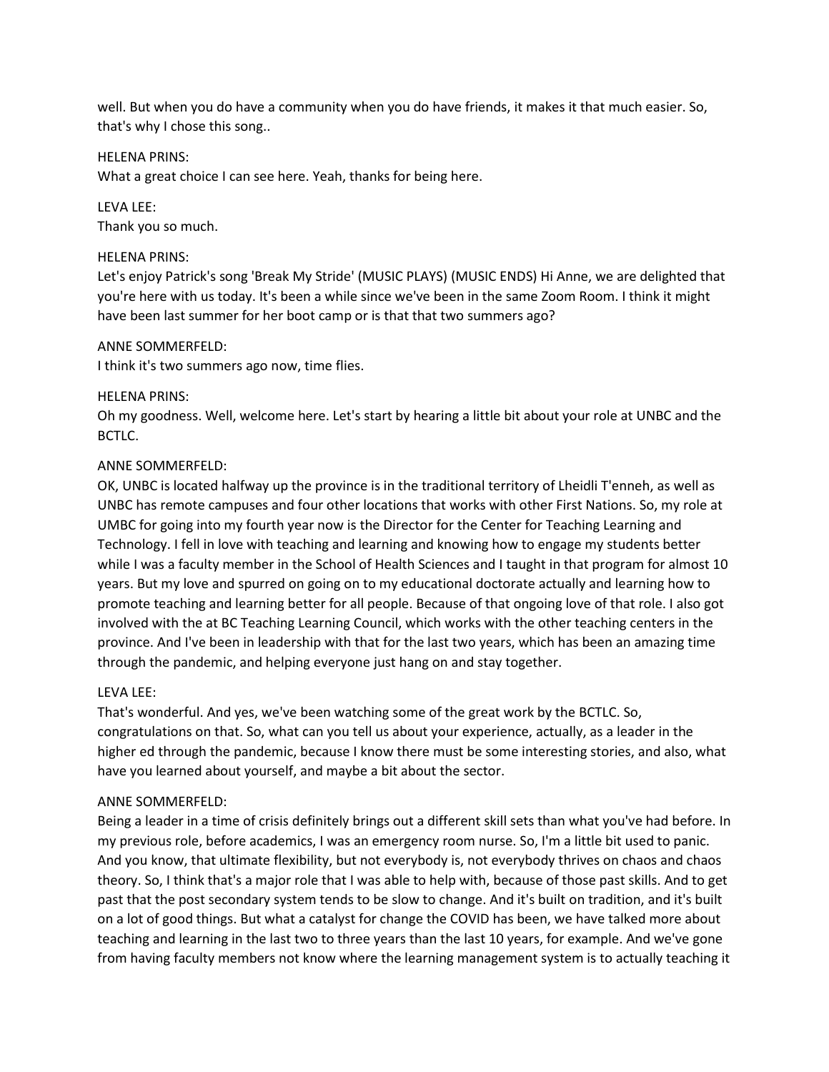well. But when you do have a community when you do have friends, it makes it that much easier. So, that's why I chose this song..

HELENA PRINS:
What a great choice I can see here. Yeah, thanks for being here.

LEVA LEE:
Thank you so much.

HELENA PRINS:
Let's enjoy Patrick's song 'Break My Stride' (MUSIC PLAYS) (MUSIC ENDS) Hi Anne, we are delighted that you're here with us today. It's been a while since we've been in the same Zoom Room. I think it might have been last summer for her boot camp or is that that two summers ago?

ANNE SOMMERFELD:
I think it's two summers ago now, time flies.

HELENA PRINS:
Oh my goodness. Well, welcome here. Let's start by hearing a little bit about your role at UNBC and the BCTLC.

ANNE SOMMERFELD:
OK, UNBC is located halfway up the province is in the traditional territory of Lheidli T'enneh, as well as UNBC has remote campuses and four other locations that works with other First Nations. So, my role at UMBC for going into my fourth year now is the Director for the Center for Teaching Learning and Technology. I fell in love with teaching and learning and knowing how to engage my students better while I was a faculty member in the School of Health Sciences and I taught in that program for almost 10 years. But my love and spurred on going on to my educational doctorate actually and learning how to promote teaching and learning better for all people. Because of that ongoing love of that role. I also got involved with the at BC Teaching Learning Council, which works with the other teaching centers in the province. And I've been in leadership with that for the last two years, which has been an amazing time through the pandemic, and helping everyone just hang on and stay together.

LEVA LEE:
That's wonderful. And yes, we've been watching some of the great work by the BCTLC. So, congratulations on that. So, what can you tell us about your experience, actually, as a leader in the higher ed through the pandemic, because I know there must be some interesting stories, and also, what have you learned about yourself, and maybe a bit about the sector.

ANNE SOMMERFELD:
Being a leader in a time of crisis definitely brings out a different skill sets than what you've had before. In my previous role, before academics, I was an emergency room nurse. So, I'm a little bit used to panic. And you know, that ultimate flexibility, but not everybody is, not everybody thrives on chaos and chaos theory. So, I think that's a major role that I was able to help with, because of those past skills. And to get past that the post secondary system tends to be slow to change. And it's built on tradition, and it's built on a lot of good things. But what a catalyst for change the COVID has been, we have talked more about teaching and learning in the last two to three years than the last 10 years, for example. And we've gone from having faculty members not know where the learning management system is to actually teaching it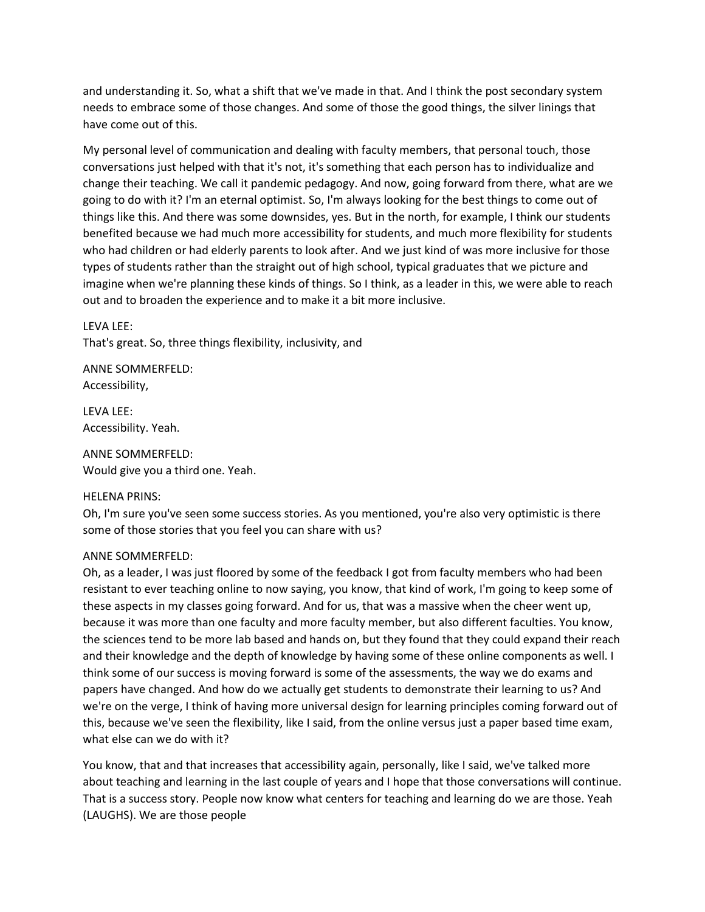and understanding it. So, what a shift that we've made in that. And I think the post secondary system needs to embrace some of those changes. And some of those the good things, the silver linings that have come out of this.

My personal level of communication and dealing with faculty members, that personal touch, those conversations just helped with that it's not, it's something that each person has to individualize and change their teaching. We call it pandemic pedagogy. And now, going forward from there, what are we going to do with it? I'm an eternal optimist. So, I'm always looking for the best things to come out of things like this. And there was some downsides, yes. But in the north, for example, I think our students benefited because we had much more accessibility for students, and much more flexibility for students who had children or had elderly parents to look after. And we just kind of was more inclusive for those types of students rather than the straight out of high school, typical graduates that we picture and imagine when we're planning these kinds of things. So I think, as a leader in this, we were able to reach out and to broaden the experience and to make it a bit more inclusive.

LEVA LEE:
That's great. So, three things flexibility, inclusivity, and

ANNE SOMMERFELD:
Accessibility,

LEVA LEE:
Accessibility. Yeah.

ANNE SOMMERFELD:
Would give you a third one. Yeah.

HELENA PRINS:
Oh, I'm sure you've seen some success stories. As you mentioned, you're also very optimistic is there some of those stories that you feel you can share with us?

ANNE SOMMERFELD:
Oh, as a leader, I was just floored by some of the feedback I got from faculty members who had been resistant to ever teaching online to now saying, you know, that kind of work, I'm going to keep some of these aspects in my classes going forward. And for us, that was a massive when the cheer went up, because it was more than one faculty and more faculty member, but also different faculties. You know, the sciences tend to be more lab based and hands on, but they found that they could expand their reach and their knowledge and the depth of knowledge by having some of these online components as well. I think some of our success is moving forward is some of the assessments, the way we do exams and papers have changed. And how do we actually get students to demonstrate their learning to us? And we're on the verge, I think of having more universal design for learning principles coming forward out of this, because we've seen the flexibility, like I said, from the online versus just a paper based time exam, what else can we do with it?

You know, that and that increases that accessibility again, personally, like I said, we've talked more about teaching and learning in the last couple of years and I hope that those conversations will continue. That is a success story. People now know what centers for teaching and learning do we are those. Yeah (LAUGHS). We are those people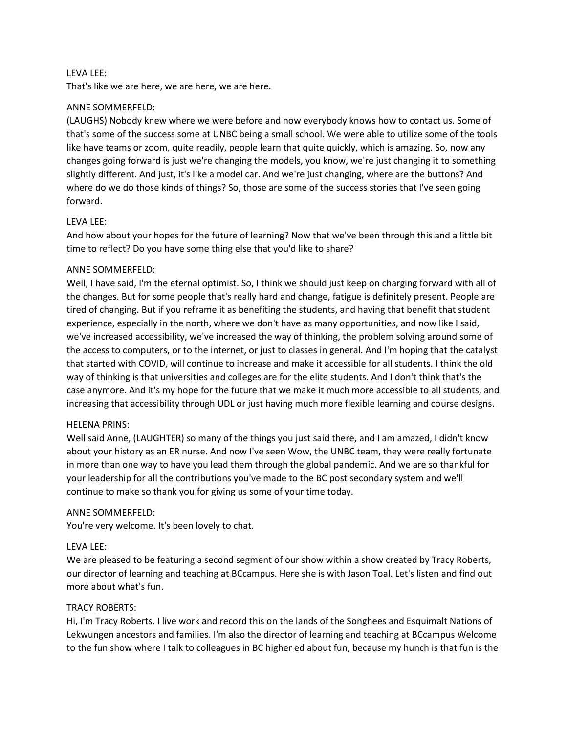LEVA LEE:
That's like we are here, we are here, we are here.

ANNE SOMMERFELD:
(LAUGHS) Nobody knew where we were before and now everybody knows how to contact us. Some of that's some of the success some at UNBC being a small school. We were able to utilize some of the tools like have teams or zoom, quite readily, people learn that quite quickly, which is amazing. So, now any changes going forward is just we're changing the models, you know, we're just changing it to something slightly different. And just, it's like a model car. And we're just changing, where are the buttons? And where do we do those kinds of things? So, those are some of the success stories that I've seen going forward.

LEVA LEE:
And how about your hopes for the future of learning? Now that we've been through this and a little bit time to reflect? Do you have some thing else that you'd like to share?

ANNE SOMMERFELD:
Well, I have said, I'm the eternal optimist. So, I think we should just keep on charging forward with all of the changes. But for some people that's really hard and change, fatigue is definitely present. People are tired of changing. But if you reframe it as benefiting the students, and having that benefit that student experience, especially in the north, where we don't have as many opportunities, and now like I said, we've increased accessibility, we've increased the way of thinking, the problem solving around some of the access to computers, or to the internet, or just to classes in general. And I'm hoping that the catalyst that started with COVID, will continue to increase and make it accessible for all students. I think the old way of thinking is that universities and colleges are for the elite students. And I don't think that's the case anymore. And it's my hope for the future that we make it much more accessible to all students, and increasing that accessibility through UDL or just having much more flexible learning and course designs.

HELENA PRINS:
Well said Anne, (LAUGHTER) so many of the things you just said there, and I am amazed, I didn't know about your history as an ER nurse. And now I've seen Wow, the UNBC team, they were really fortunate in more than one way to have you lead them through the global pandemic. And we are so thankful for your leadership for all the contributions you've made to the BC post secondary system and we'll continue to make so thank you for giving us some of your time today.

ANNE SOMMERFELD:
You're very welcome. It's been lovely to chat.

LEVA LEE:
We are pleased to be featuring a second segment of our show within a show created by Tracy Roberts, our director of learning and teaching at BCcampus. Here she is with Jason Toal. Let's listen and find out more about what's fun.

TRACY ROBERTS:
Hi, I'm Tracy Roberts. I live work and record this on the lands of the Songhees and Esquimalt Nations of Lekwungen ancestors and families. I'm also the director of learning and teaching at BCcampus Welcome to the fun show where I talk to colleagues in BC higher ed about fun, because my hunch is that fun is the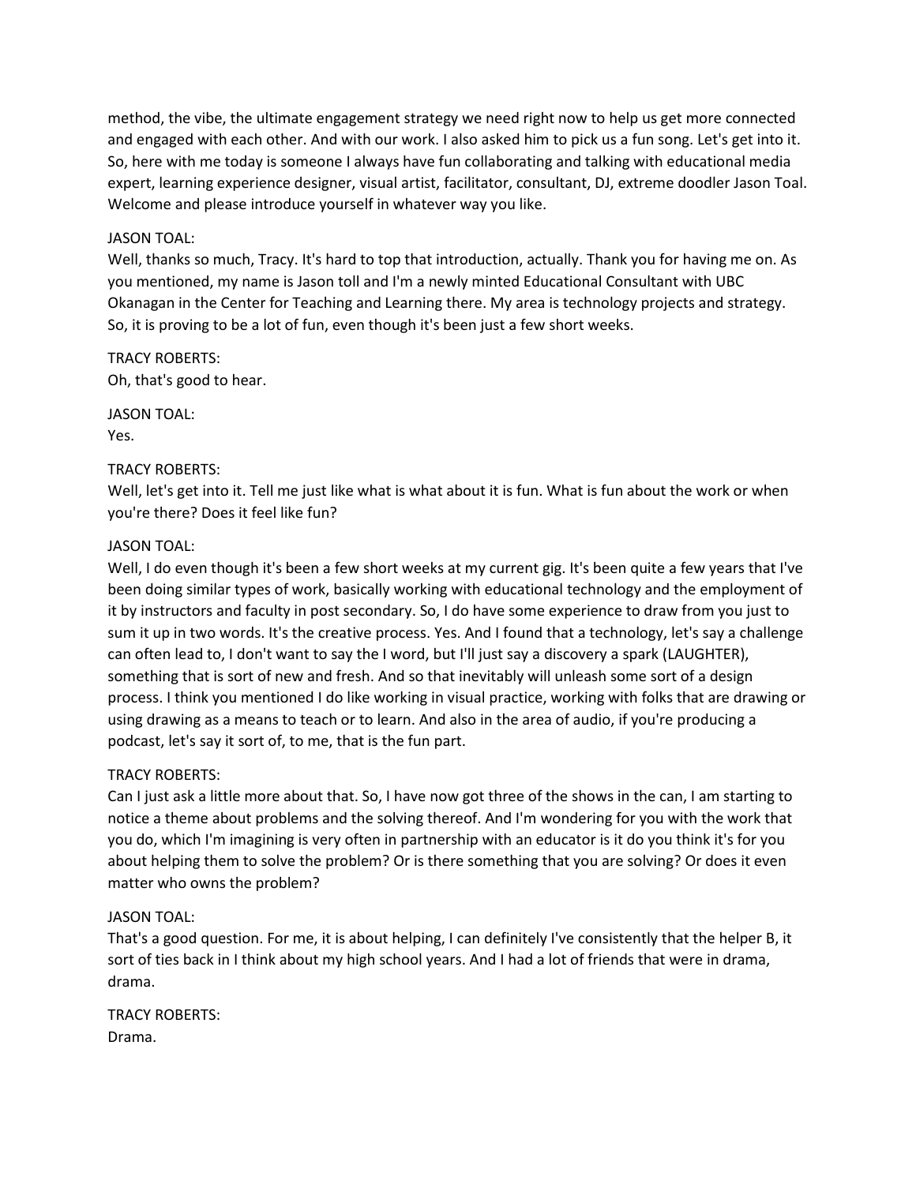method, the vibe, the ultimate engagement strategy we need right now to help us get more connected and engaged with each other. And with our work. I also asked him to pick us a fun song. Let's get into it. So, here with me today is someone I always have fun collaborating and talking with educational media expert, learning experience designer, visual artist, facilitator, consultant, DJ, extreme doodler Jason Toal. Welcome and please introduce yourself in whatever way you like.

JASON TOAL:
Well, thanks so much, Tracy. It's hard to top that introduction, actually. Thank you for having me on. As you mentioned, my name is Jason toll and I'm a newly minted Educational Consultant with UBC Okanagan in the Center for Teaching and Learning there. My area is technology projects and strategy. So, it is proving to be a lot of fun, even though it's been just a few short weeks.

TRACY ROBERTS:
Oh, that's good to hear.

JASON TOAL:
Yes.

TRACY ROBERTS:
Well, let's get into it. Tell me just like what is what about it is fun. What is fun about the work or when you're there? Does it feel like fun?

JASON TOAL:
Well, I do even though it's been a few short weeks at my current gig. It's been quite a few years that I've been doing similar types of work, basically working with educational technology and the employment of it by instructors and faculty in post secondary. So, I do have some experience to draw from you just to sum it up in two words. It's the creative process. Yes. And I found that a technology, let's say a challenge can often lead to, I don't want to say the I word, but I'll just say a discovery a spark (LAUGHTER), something that is sort of new and fresh. And so that inevitably will unleash some sort of a design process. I think you mentioned I do like working in visual practice, working with folks that are drawing or using drawing as a means to teach or to learn. And also in the area of audio, if you're producing a podcast, let's say it sort of, to me, that is the fun part.

TRACY ROBERTS:
Can I just ask a little more about that. So, I have now got three of the shows in the can, I am starting to notice a theme about problems and the solving thereof. And I'm wondering for you with the work that you do, which I'm imagining is very often in partnership with an educator is it do you think it's for you about helping them to solve the problem? Or is there something that you are solving? Or does it even matter who owns the problem?

JASON TOAL:
That's a good question. For me, it is about helping, I can definitely I've consistently that the helper B, it sort of ties back in I think about my high school years. And I had a lot of friends that were in drama, drama.

TRACY ROBERTS:
Drama.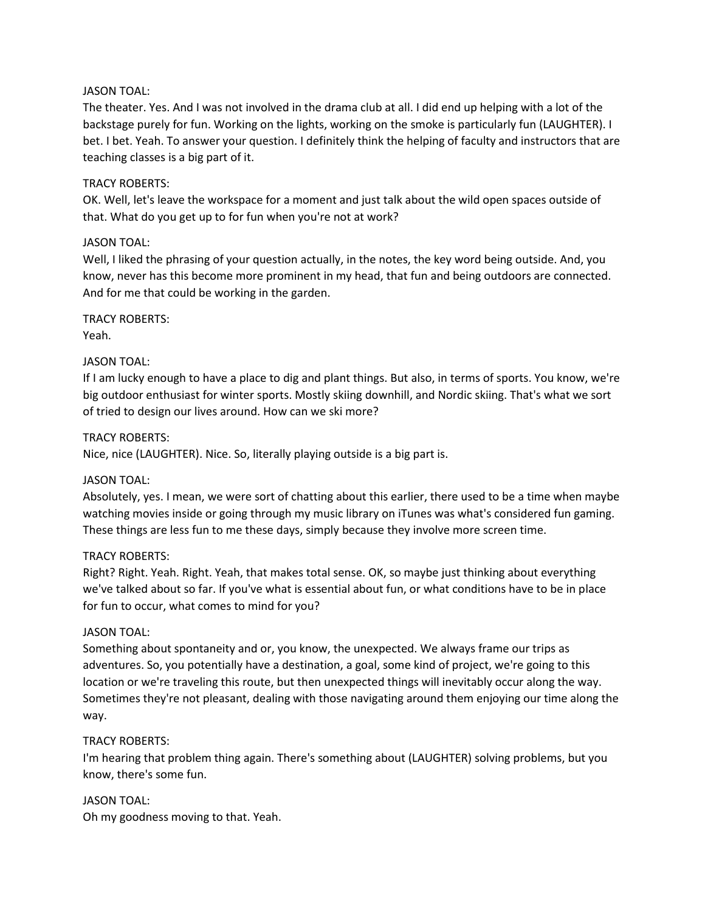JASON TOAL:
The theater. Yes. And I was not involved in the drama club at all. I did end up helping with a lot of the backstage purely for fun. Working on the lights, working on the smoke is particularly fun (LAUGHTER). I bet. I bet. Yeah. To answer your question. I definitely think the helping of faculty and instructors that are teaching classes is a big part of it.

TRACY ROBERTS:
OK. Well, let's leave the workspace for a moment and just talk about the wild open spaces outside of that. What do you get up to for fun when you're not at work?

JASON TOAL:
Well, I liked the phrasing of your question actually, in the notes, the key word being outside. And, you know, never has this become more prominent in my head, that fun and being outdoors are connected. And for me that could be working in the garden.

TRACY ROBERTS:
Yeah.

JASON TOAL:
If I am lucky enough to have a place to dig and plant things. But also, in terms of sports. You know, we're big outdoor enthusiast for winter sports. Mostly skiing downhill, and Nordic skiing. That's what we sort of tried to design our lives around. How can we ski more?

TRACY ROBERTS:
Nice, nice (LAUGHTER). Nice. So, literally playing outside is a big part is.

JASON TOAL:
Absolutely, yes. I mean, we were sort of chatting about this earlier, there used to be a time when maybe watching movies inside or going through my music library on iTunes was what's considered fun gaming. These things are less fun to me these days, simply because they involve more screen time.

TRACY ROBERTS:
Right? Right. Yeah. Right. Yeah, that makes total sense. OK, so maybe just thinking about everything we've talked about so far. If you've what is essential about fun, or what conditions have to be in place for fun to occur, what comes to mind for you?

JASON TOAL:
Something about spontaneity and or, you know, the unexpected. We always frame our trips as adventures. So, you potentially have a destination, a goal, some kind of project, we're going to this location or we're traveling this route, but then unexpected things will inevitably occur along the way. Sometimes they're not pleasant, dealing with those navigating around them enjoying our time along the way.

TRACY ROBERTS:
I'm hearing that problem thing again. There's something about (LAUGHTER) solving problems, but you know, there's some fun.

JASON TOAL:
Oh my goodness moving to that. Yeah.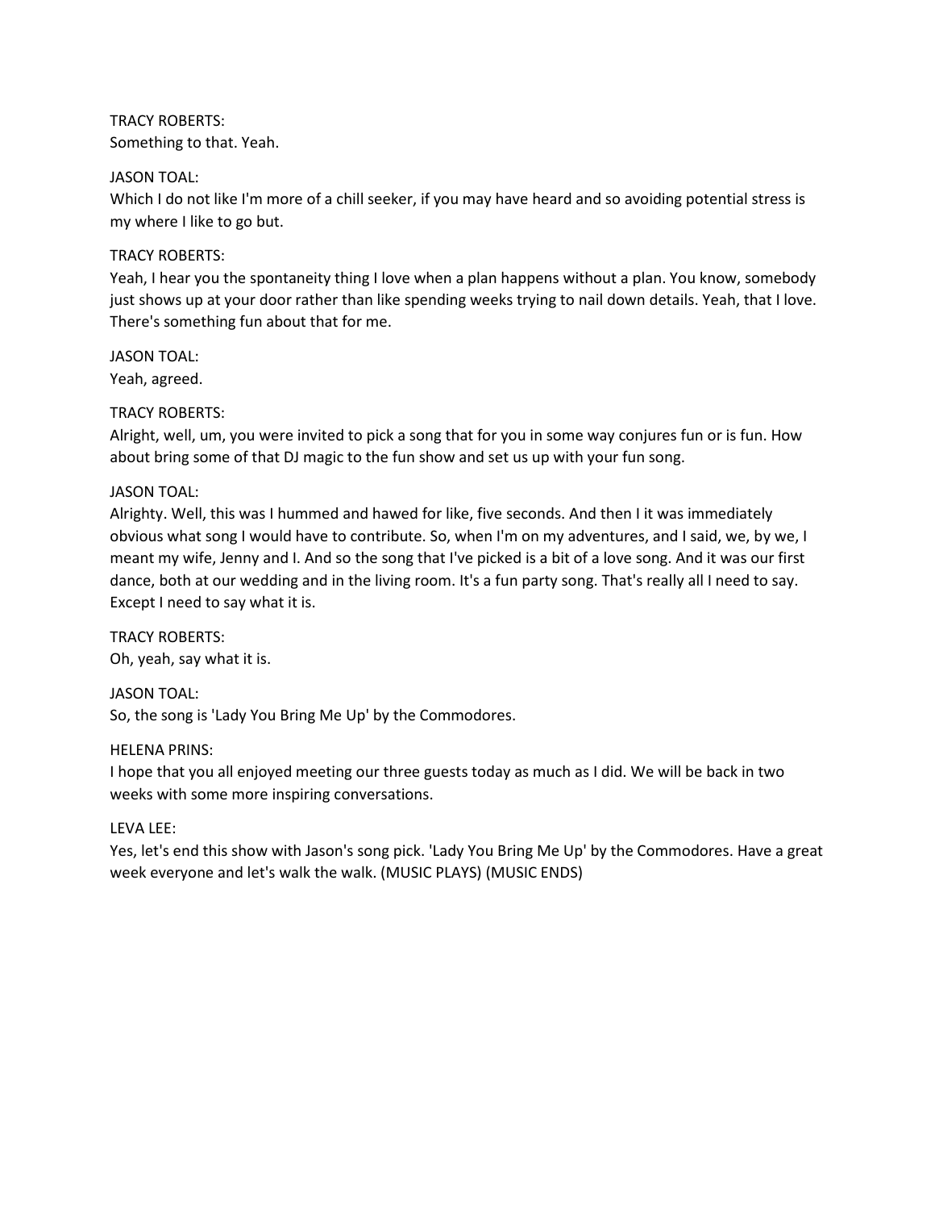TRACY ROBERTS:
Something to that. Yeah.

JASON TOAL:
Which I do not like I'm more of a chill seeker, if you may have heard and so avoiding potential stress is my where I like to go but.

TRACY ROBERTS:
Yeah, I hear you the spontaneity thing I love when a plan happens without a plan. You know, somebody just shows up at your door rather than like spending weeks trying to nail down details. Yeah, that I love. There's something fun about that for me.

JASON TOAL:
Yeah, agreed.

TRACY ROBERTS:
Alright, well, um, you were invited to pick a song that for you in some way conjures fun or is fun. How about bring some of that DJ magic to the fun show and set us up with your fun song.

JASON TOAL:
Alrighty. Well, this was I hummed and hawed for like, five seconds. And then I it was immediately obvious what song I would have to contribute. So, when I'm on my adventures, and I said, we, by we, I meant my wife, Jenny and I. And so the song that I've picked is a bit of a love song. And it was our first dance, both at our wedding and in the living room. It's a fun party song. That's really all I need to say. Except I need to say what it is.

TRACY ROBERTS:
Oh, yeah, say what it is.

JASON TOAL:
So, the song is 'Lady You Bring Me Up' by the Commodores.

HELENA PRINS:
I hope that you all enjoyed meeting our three guests today as much as I did. We will be back in two weeks with some more inspiring conversations.

LEVA LEE:
Yes, let's end this show with Jason's song pick. 'Lady You Bring Me Up' by the Commodores. Have a great week everyone and let's walk the walk. (MUSIC PLAYS) (MUSIC ENDS)